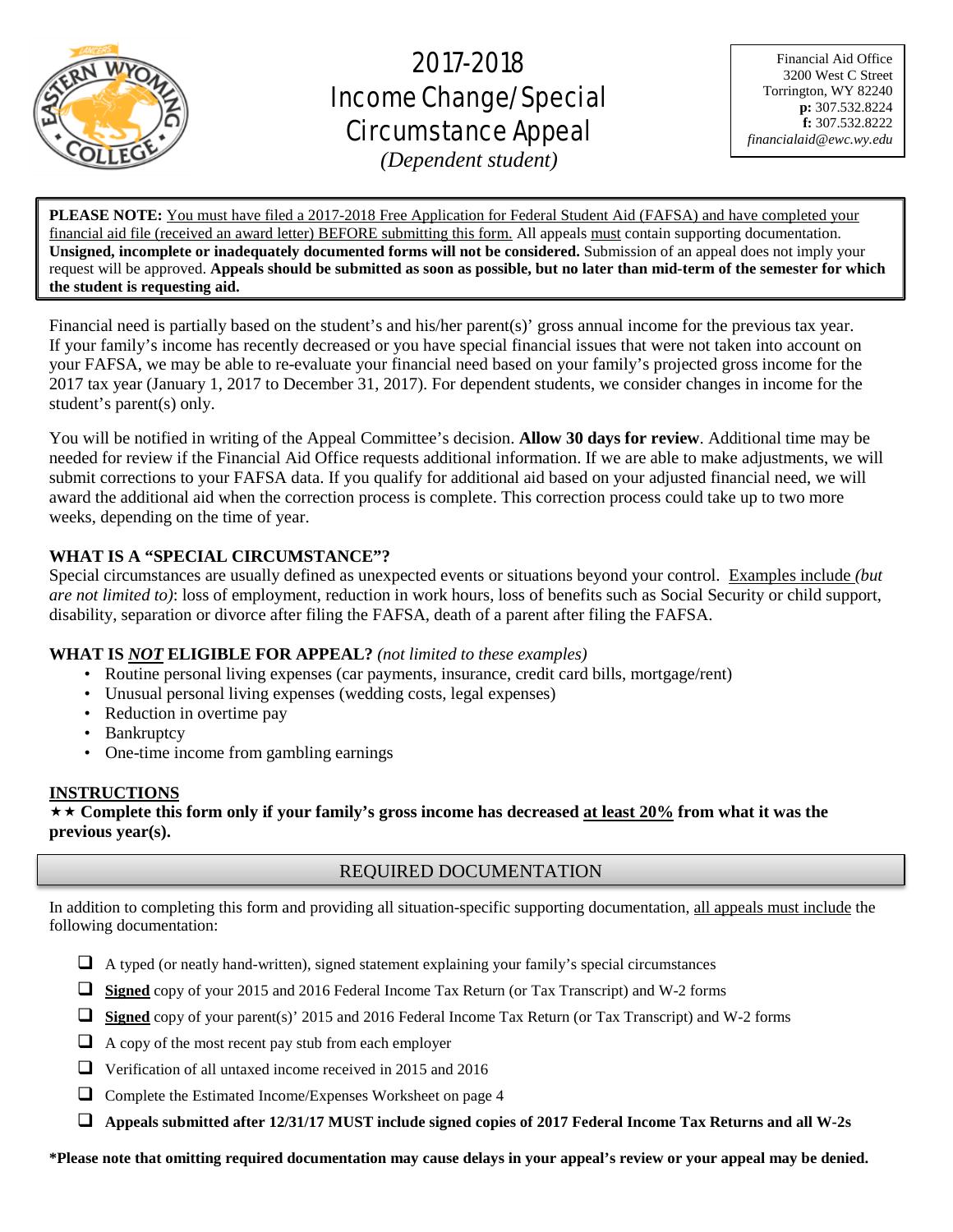# 2017-2018 Income Change/Special Circumstance Appeal

*(Dependent student)*

Financial Aid Office
3200 West C Street
Torrington, WY 82240
**p:** 307.532.8224
**f:** 307.532.8222
*financialaid@ewc.wy.edu*

**PLEASE NOTE:** You must have filed a 2017-2018 Free Application for Federal Student Aid (FAFSA) and have completed your financial aid file (received an award letter) BEFORE submitting this form. All appeals must contain supporting documentation. **Unsigned, incomplete or inadequately documented forms will not be considered.** Submission of an appeal does not imply your request will be approved. **Appeals should be submitted as soon as possible, but no later than mid-term of the semester for which the student is requesting aid.**

Financial need is partially based on the student's and his/her parent(s)' gross annual income for the previous tax year. If your family's income has recently decreased or you have special financial issues that were not taken into account on your FAFSA, we may be able to re-evaluate your financial need based on your family's projected gross income for the 2017 tax year (January 1, 2017 to December 31, 2017). For dependent students, we consider changes in income for the student's parent(s) only.

You will be notified in writing of the Appeal Committee's decision. **Allow 30 days for review**. Additional time may be needed for review if the Financial Aid Office requests additional information. If we are able to make adjustments, we will submit corrections to your FAFSA data. If you qualify for additional aid based on your adjusted financial need, we will award the additional aid when the correction process is complete. This correction process could take up to two more weeks, depending on the time of year.

**WHAT IS A "SPECIAL CIRCUMSTANCE"?**
Special circumstances are usually defined as unexpected events or situations beyond your control. Examples include *(but are not limited to)*: loss of employment, reduction in work hours, loss of benefits such as Social Security or child support, disability, separation or divorce after filing the FAFSA, death of a parent after filing the FAFSA.

**WHAT IS *NOT* ELIGIBLE FOR APPEAL?** *(not limited to these examples)*

- Routine personal living expenses (car payments, insurance, credit card bills, mortgage/rent)
- Unusual personal living expenses (wedding costs, legal expenses)
- Reduction in overtime pay
- Bankruptcy
- One-time income from gambling earnings

**INSTRUCTIONS**
★★ **Complete this form only if your family's gross income has decreased at least 20% from what it was the previous year(s).**

## REQUIRED DOCUMENTATION

In addition to completing this form and providing all situation-specific supporting documentation, all appeals must include the following documentation:

- ☐ A typed (or neatly hand-written), signed statement explaining your family's special circumstances
- ☐ **Signed** copy of your 2015 and 2016 Federal Income Tax Return (or Tax Transcript) and W-2 forms
- ☐ **Signed** copy of your parent(s)' 2015 and 2016 Federal Income Tax Return (or Tax Transcript) and W-2 forms
- ☐ A copy of the most recent pay stub from each employer
- ☐ Verification of all untaxed income received in 2015 and 2016
- ☐ Complete the Estimated Income/Expenses Worksheet on page 4
- ☐ **Appeals submitted after 12/31/17 MUST include signed copies of 2017 Federal Income Tax Returns and all W-2s**

**\*Please note that omitting required documentation may cause delays in your appeal's review or your appeal may be denied.**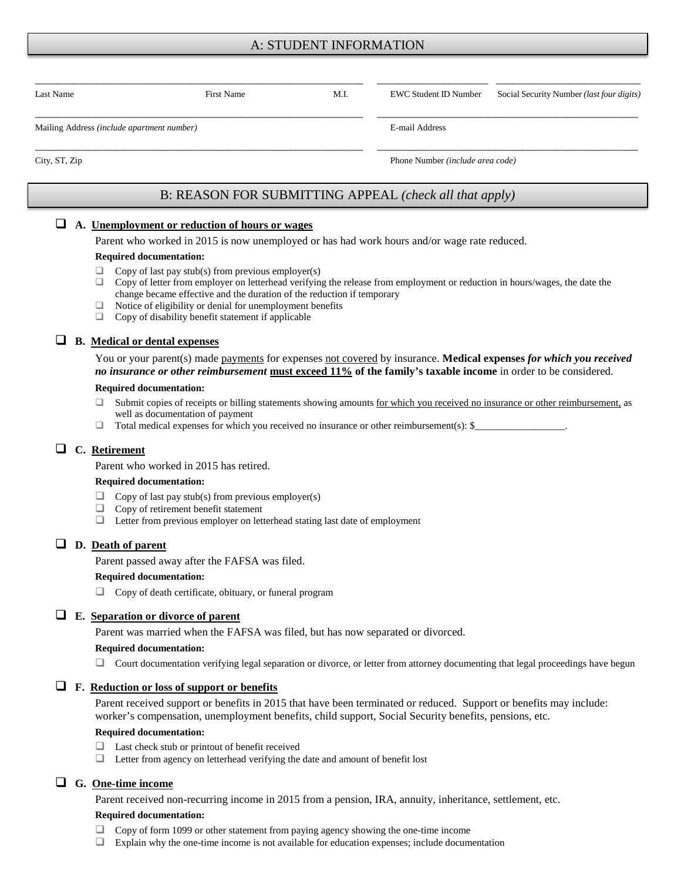## A: STUDENT INFORMATION

| Last Name | First Name | M.I. | EWC Student ID Number | Social Security Number *(last four digits)* |
|---|---|---|---|---|
| | | | | |

| Mailing Address *(include apartment number)* | E-mail Address |
|---|---|
| | |

| City, ST, Zip | Phone Number *(include area code)* |
|---|---|
| | |

## B: REASON FOR SUBMITTING APPEAL *(check all that apply)*

❑ **A. Unemployment or reduction of hours or wages**

Parent who worked in 2015 is now unemployed or has had work hours and/or wage rate reduced.

**Required documentation:**

- ❑ Copy of last pay stub(s) from previous employer(s)
- ❑ Copy of letter from employer on letterhead verifying the release from employment or reduction in hours/wages, the date the change became effective and the duration of the reduction if temporary
- ❑ Notice of eligibility or denial for unemployment benefits
- ❑ Copy of disability benefit statement if applicable

❑ **B. Medical or dental expenses**

You or your parent(s) made payments for expenses not covered by insurance. **Medical expenses *for which you received no insurance or other reimbursement* must exceed 11% of the family's taxable income** in order to be considered.

**Required documentation:**

- ❑ Submit copies of receipts or billing statements showing amounts for which you received no insurance or other reimbursement, as well as documentation of payment
- ❑ Total medical expenses for which you received no insurance or other reimbursement(s): $__________________.

❑ **C. Retirement**

Parent who worked in 2015 has retired.

**Required documentation:**

- ❑ Copy of last pay stub(s) from previous employer(s)
- ❑ Copy of retirement benefit statement
- ❑ Letter from previous employer on letterhead stating last date of employment

❑ **D. Death of parent**

Parent passed away after the FAFSA was filed.

**Required documentation:**

- ❑ Copy of death certificate, obituary, or funeral program

❑ **E. Separation or divorce of parent**

Parent was married when the FAFSA was filed, but has now separated or divorced.

**Required documentation:**

- ❑ Court documentation verifying legal separation or divorce, or letter from attorney documenting that legal proceedings have begun

❑ **F. Reduction or loss of support or benefits**

Parent received support or benefits in 2015 that have been terminated or reduced. Support or benefits may include: worker's compensation, unemployment benefits, child support, Social Security benefits, pensions, etc.

**Required documentation:**

- ❑ Last check stub or printout of benefit received
- ❑ Letter from agency on letterhead verifying the date and amount of benefit lost

❑ **G. One-time income**

Parent received non-recurring income in 2015 from a pension, IRA, annuity, inheritance, settlement, etc.

**Required documentation:**

- ❑ Copy of form 1099 or other statement from paying agency showing the one-time income
- ❑ Explain why the one-time income is not available for education expenses; include documentation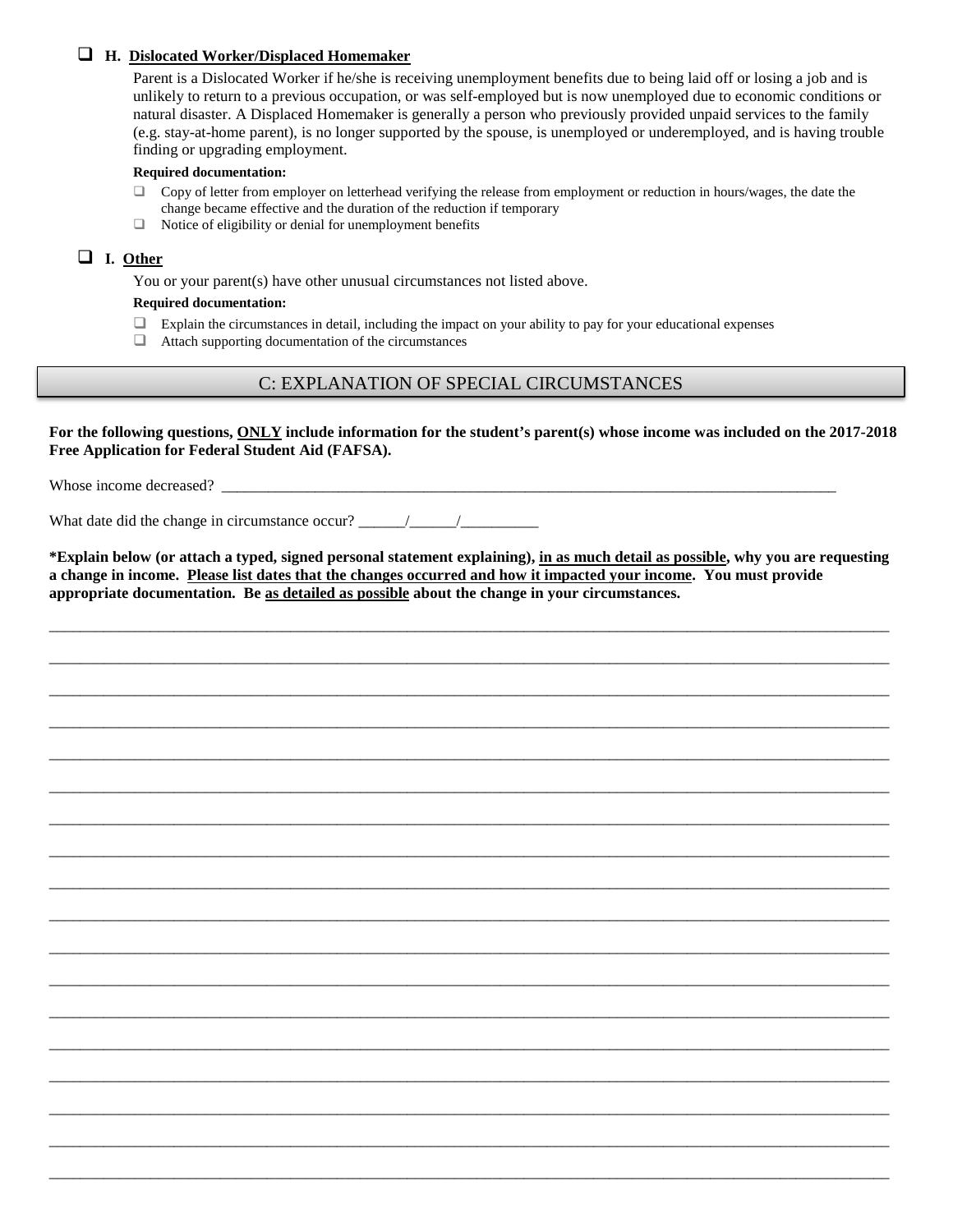- [ ] **H. <u>Dislocated Worker/Displaced Homemaker</u>**

  Parent is a Dislocated Worker if he/she is receiving unemployment benefits due to being laid off or losing a job and is unlikely to return to a previous occupation, or was self-employed but is now unemployed due to economic conditions or natural disaster. A Displaced Homemaker is generally a person who previously provided unpaid services to the family (e.g. stay-at-home parent), is no longer supported by the spouse, is unemployed or underemployed, and is having trouble finding or upgrading employment.

  **Required documentation:**

  - [ ] Copy of letter from employer on letterhead verifying the release from employment or reduction in hours/wages, the date the change became effective and the duration of the reduction if temporary
  - [ ] Notice of eligibility or denial for unemployment benefits

- [ ] **I. <u>Other</u>**

  You or your parent(s) have other unusual circumstances not listed above.

  **Required documentation:**

  - [ ] Explain the circumstances in detail, including the impact on your ability to pay for your educational expenses
  - [ ] Attach supporting documentation of the circumstances

## C: EXPLANATION OF SPECIAL CIRCUMSTANCES

**For the following questions, <u>ONLY</u> include information for the student's parent(s) whose income was included on the 2017-2018 Free Application for Federal Student Aid (FAFSA).**

Whose income decreased? ______________________________________________________________________________

What date did the change in circumstance occur? ______/______/__________

**\*Explain below (or attach a typed, signed personal statement explaining), <u>in as much detail as possible</u>, why you are requesting a change in income. <u>Please list dates that the changes occurred and how it impacted your income</u>. You must provide appropriate documentation. Be <u>as detailed as possible</u> about the change in your circumstances.**

__________________________________________________________________________________________________

__________________________________________________________________________________________________

__________________________________________________________________________________________________

__________________________________________________________________________________________________

__________________________________________________________________________________________________

__________________________________________________________________________________________________

__________________________________________________________________________________________________

__________________________________________________________________________________________________

__________________________________________________________________________________________________

__________________________________________________________________________________________________

__________________________________________________________________________________________________

__________________________________________________________________________________________________

__________________________________________________________________________________________________

__________________________________________________________________________________________________

__________________________________________________________________________________________________

__________________________________________________________________________________________________

__________________________________________________________________________________________________

__________________________________________________________________________________________________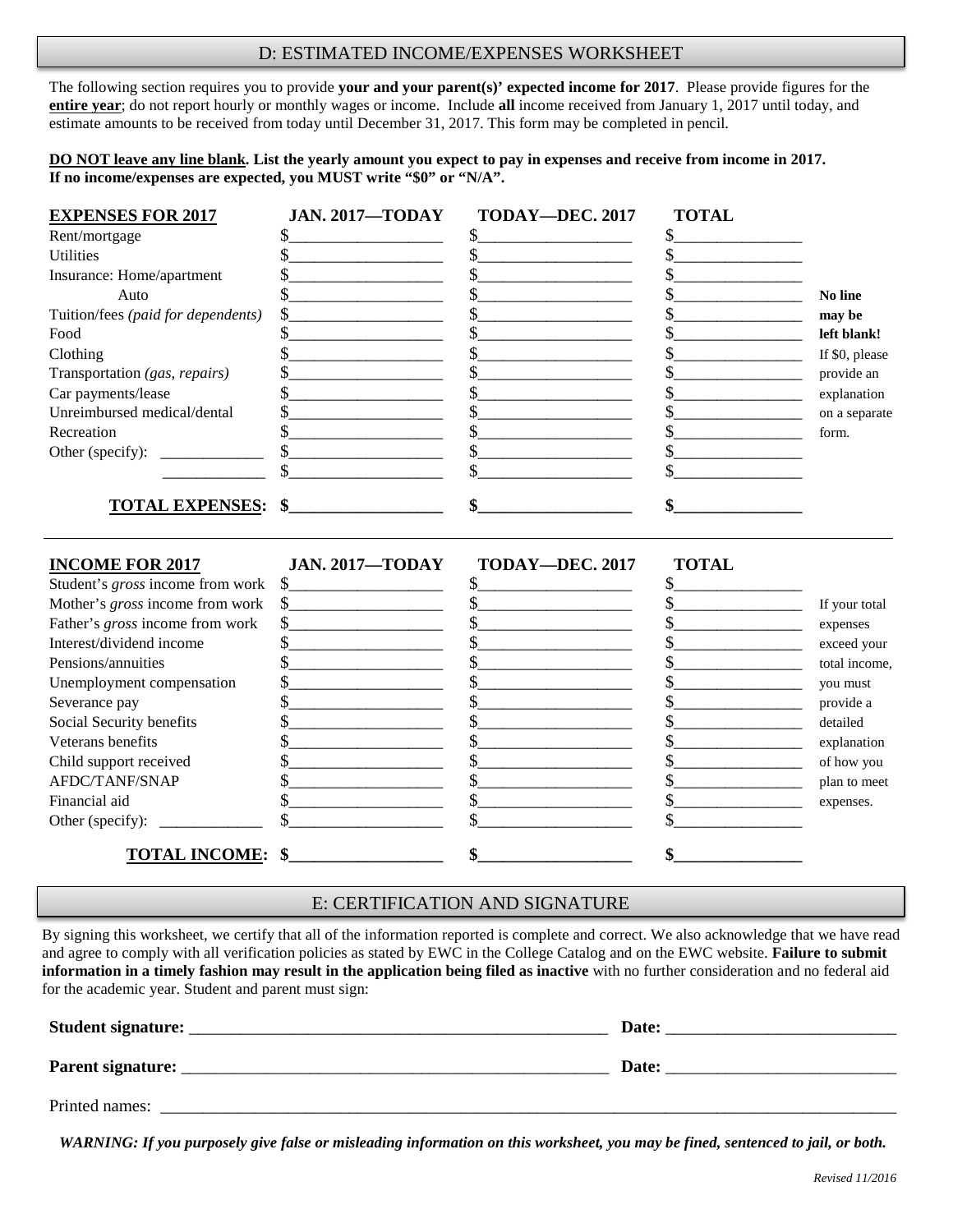## D: ESTIMATED INCOME/EXPENSES WORKSHEET

The following section requires you to provide **your and your parent(s)' expected income for 2017**. Please provide figures for the **entire year**; do not report hourly or monthly wages or income. Include **all** income received from January 1, 2017 until today, and estimate amounts to be received from today until December 31, 2017. This form may be completed in pencil.

**DO NOT leave any line blank. List the yearly amount you expect to pay in expenses and receive from income in 2017. If no income/expenses are expected, you MUST write "$0" or "N/A".**

| EXPENSES FOR 2017 | JAN. 2017—TODAY | TODAY—DEC. 2017 | TOTAL |
|---|---|---|---|
| Rent/mortgage | $__________ | $__________ | $__________ |
| Utilities | $__________ | $__________ | $__________ |
| Insurance: Home/apartment | $__________ | $__________ | $__________ |
| Auto | $__________ | $__________ | $__________ |
| Tuition/fees *(paid for dependents)* | $__________ | $__________ | $__________ |
| Food | $__________ | $__________ | $__________ |
| Clothing | $__________ | $__________ | $__________ |
| Transportation *(gas, repairs)* | $__________ | $__________ | $__________ |
| Car payments/lease | $__________ | $__________ | $__________ |
| Unreimbursed medical/dental | $__________ | $__________ | $__________ |
| Recreation | $__________ | $__________ | $__________ |
| Other (specify): __________ | $__________ | $__________ | $__________ |
| __________ | $__________ | $__________ | $__________ |
| **TOTAL EXPENSES:** | **$__________** | **$__________** | **$__________** |

**No line may be left blank!** If $0, please provide an explanation on a separate form.

| INCOME FOR 2017 | JAN. 2017—TODAY | TODAY—DEC. 2017 | TOTAL |
|---|---|---|---|
| Student's *gross* income from work | $__________ | $__________ | $__________ |
| Mother's *gross* income from work | $__________ | $__________ | $__________ |
| Father's *gross* income from work | $__________ | $__________ | $__________ |
| Interest/dividend income | $__________ | $__________ | $__________ |
| Pensions/annuities | $__________ | $__________ | $__________ |
| Unemployment compensation | $__________ | $__________ | $__________ |
| Severance pay | $__________ | $__________ | $__________ |
| Social Security benefits | $__________ | $__________ | $__________ |
| Veterans benefits | $__________ | $__________ | $__________ |
| Child support received | $__________ | $__________ | $__________ |
| AFDC/TANF/SNAP | $__________ | $__________ | $__________ |
| Financial aid | $__________ | $__________ | $__________ |
| Other (specify): __________ | $__________ | $__________ | $__________ |
| **TOTAL INCOME:** | **$__________** | **$__________** | **$__________** |

If your total expenses exceed your total income, you must provide a detailed explanation of how you plan to meet expenses.

## E: CERTIFICATION AND SIGNATURE

By signing this worksheet, we certify that all of the information reported is complete and correct. We also acknowledge that we have read and agree to comply with all verification policies as stated by EWC in the College Catalog and on the EWC website. **Failure to submit information in a timely fashion may result in the application being filed as inactive** with no further consideration and no federal aid for the academic year. Student and parent must sign:

**Student signature:** ______________________________ **Date:** ______________

**Parent signature:** ______________________________ **Date:** ______________

Printed names: ______________________________________________

***WARNING: If you purposely give false or misleading information on this worksheet, you may be fined, sentenced to jail, or both.***

*Revised 11/2016*